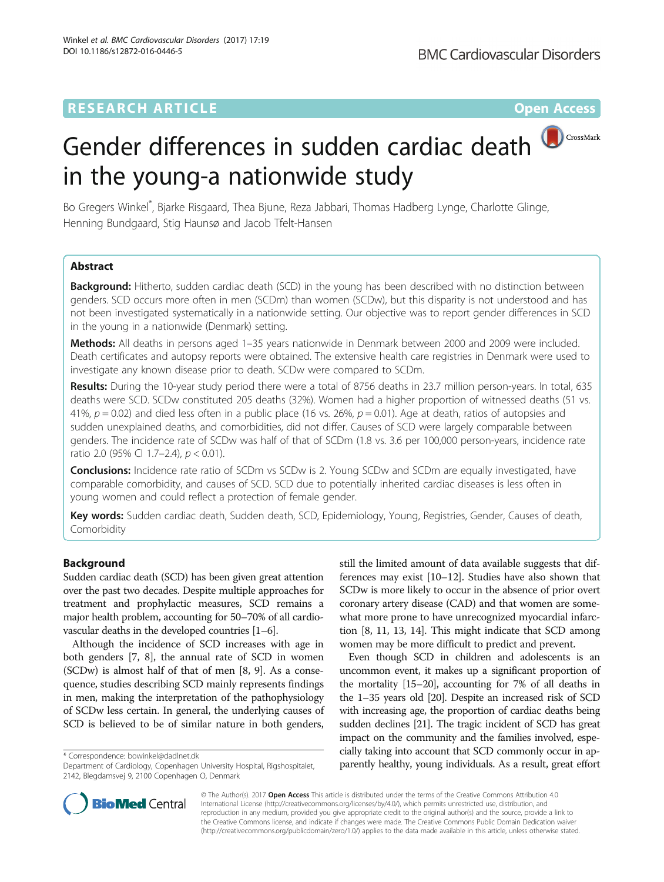RESEARCH ARTICLE

Open Access

# Gender differences in sudden cardiac death in the young-a nationwide study

Bo Gregers Winkel*, Bjarke Risgaard, Thea Bjune, Reza Jabbari, Thomas Hadberg Lynge, Charlotte Glinge, Henning Bundgaard, Stig Haunsø and Jacob Tfelt-Hansen

## Abstract

**Background:** Hitherto, sudden cardiac death (SCD) in the young has been described with no distinction between genders. SCD occurs more often in men (SCDm) than women (SCDw), but this disparity is not understood and has not been investigated systematically in a nationwide setting. Our objective was to report gender differences in SCD in the young in a nationwide (Denmark) setting.

**Methods:** All deaths in persons aged 1–35 years nationwide in Denmark between 2000 and 2009 were included. Death certificates and autopsy reports were obtained. The extensive health care registries in Denmark were used to investigate any known disease prior to death. SCDw were compared to SCDm.

**Results:** During the 10-year study period there were a total of 8756 deaths in 23.7 million person-years. In total, 635 deaths were SCD. SCDw constituted 205 deaths (32%). Women had a higher proportion of witnessed deaths (51 vs. 41%, $p = 0.02$) and died less often in a public place (16 vs. 26%, $p = 0.01$). Age at death, ratios of autopsies and sudden unexplained deaths, and comorbidities, did not differ. Causes of SCD were largely comparable between genders. The incidence rate of SCDw was half of that of SCDm (1.8 vs. 3.6 per 100,000 person-years, incidence rate ratio 2.0 (95% CI 1.7–2.4), $p < 0.01$).

**Conclusions:** Incidence rate ratio of SCDm vs SCDw is 2. Young SCDw and SCDm are equally investigated, have comparable comorbidity, and causes of SCD. SCD due to potentially inherited cardiac diseases is less often in young women and could reflect a protection of female gender.

**Key words:** Sudden cardiac death, Sudden death, SCD, Epidemiology, Young, Registries, Gender, Causes of death, Comorbidity

## Background

Sudden cardiac death (SCD) has been given great attention over the past two decades. Despite multiple approaches for treatment and prophylactic measures, SCD remains a major health problem, accounting for 50–70% of all cardiovascular deaths in the developed countries [1–6].

Although the incidence of SCD increases with age in both genders [7, 8], the annual rate of SCD in women (SCDw) is almost half of that of men [8, 9]. As a consequence, studies describing SCD mainly represents findings in men, making the interpretation of the pathophysiology of SCDw less certain. In general, the underlying causes of SCD is believed to be of similar nature in both genders, still the limited amount of data available suggests that differences may exist [10–12]. Studies have also shown that SCDw is more likely to occur in the absence of prior overt coronary artery disease (CAD) and that women are somewhat more prone to have unrecognized myocardial infarction [8, 11, 13, 14]. This might indicate that SCD among women may be more difficult to predict and prevent.

Even though SCD in children and adolescents is an uncommon event, it makes up a significant proportion of the mortality [15–20], accounting for 7% of all deaths in the 1–35 years old [20]. Despite an increased risk of SCD with increasing age, the proportion of cardiac deaths being sudden declines [21]. The tragic incident of SCD has great impact on the community and the families involved, especially taking into account that SCD commonly occur in apparently healthy, young individuals. As a result, great effort

* Correspondence: bowinkel@dadlnet.dk
Department of Cardiology, Copenhagen University Hospital, Rigshospitalet, 2142, Blegdamsvej 9, 2100 Copenhagen O, Denmark

© The Author(s). 2017 **Open Access** This article is distributed under the terms of the Creative Commons Attribution 4.0 International License (http://creativecommons.org/licenses/by/4.0/), which permits unrestricted use, distribution, and reproduction in any medium, provided you give appropriate credit to the original author(s) and the source, provide a link to the Creative Commons license, and indicate if changes were made. The Creative Commons Public Domain Dedication waiver (http://creativecommons.org/publicdomain/zero/1.0/) applies to the data made available in this article, unless otherwise stated.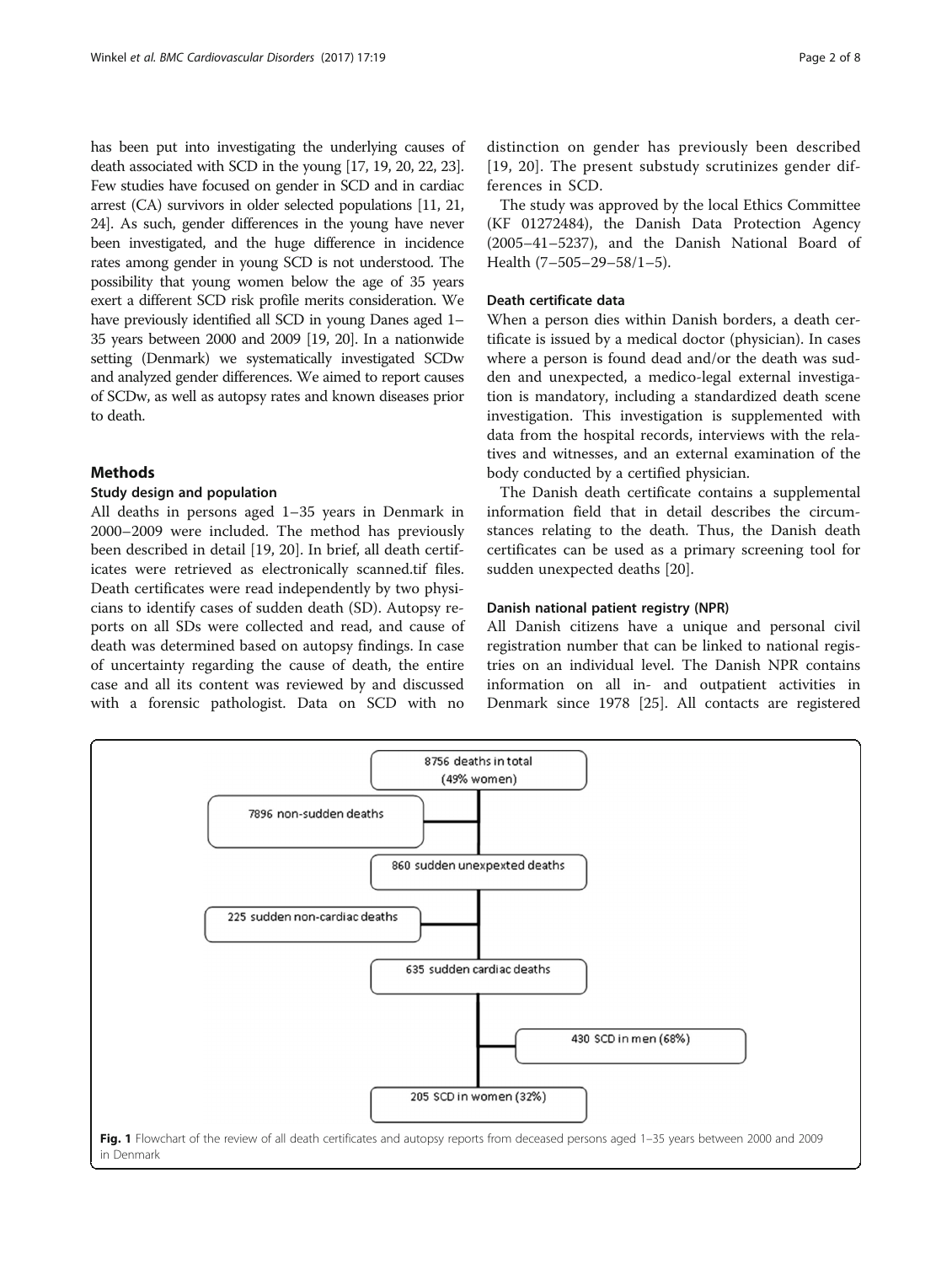has been put into investigating the underlying causes of death associated with SCD in the young [17, 19, 20, 22, 23]. Few studies have focused on gender in SCD and in cardiac arrest (CA) survivors in older selected populations [11, 21, 24]. As such, gender differences in the young have never been investigated, and the huge difference in incidence rates among gender in young SCD is not understood. The possibility that young women below the age of 35 years exert a different SCD risk profile merits consideration. We have previously identified all SCD in young Danes aged 1–35 years between 2000 and 2009 [19, 20]. In a nationwide setting (Denmark) we systematically investigated SCDw and analyzed gender differences. We aimed to report causes of SCDw, as well as autopsy rates and known diseases prior to death.

## Methods

### Study design and population

All deaths in persons aged 1–35 years in Denmark in 2000–2009 were included. The method has previously been described in detail [19, 20]. In brief, all death certificates were retrieved as electronically scanned.tif files. Death certificates were read independently by two physicians to identify cases of sudden death (SD). Autopsy reports on all SDs were collected and read, and cause of death was determined based on autopsy findings. In case of uncertainty regarding the cause of death, the entire case and all its content was reviewed by and discussed with a forensic pathologist. Data on SCD with no distinction on gender has previously been described [19, 20]. The present substudy scrutinizes gender differences in SCD.

The study was approved by the local Ethics Committee (KF 01272484), the Danish Data Protection Agency (2005–41–5237), and the Danish National Board of Health (7–505–29–58/1–5).

### Death certificate data

When a person dies within Danish borders, a death certificate is issued by a medical doctor (physician). In cases where a person is found dead and/or the death was sudden and unexpected, a medico-legal external investigation is mandatory, including a standardized death scene investigation. This investigation is supplemented with data from the hospital records, interviews with the relatives and witnesses, and an external examination of the body conducted by a certified physician.

The Danish death certificate contains a supplemental information field that in detail describes the circumstances relating to the death. Thus, the Danish death certificates can be used as a primary screening tool for sudden unexpected deaths [20].

### Danish national patient registry (NPR)

All Danish citizens have a unique and personal civil registration number that can be linked to national registries on an individual level. The Danish NPR contains information on all in- and outpatient activities in Denmark since 1978 [25]. All contacts are registered

- 8756 deaths in total (49% women)
  - 7896 non-sudden deaths
- 860 sudden unexpexted deaths
  - 225 sudden non-cardiac deaths
- 635 sudden cardiac deaths
  - 430 SCD in men (68%)
  - 205 SCD in women (32%)

**Fig. 1** Flowchart of the review of all death certificates and autopsy reports from deceased persons aged 1–35 years between 2000 and 2009 in Denmark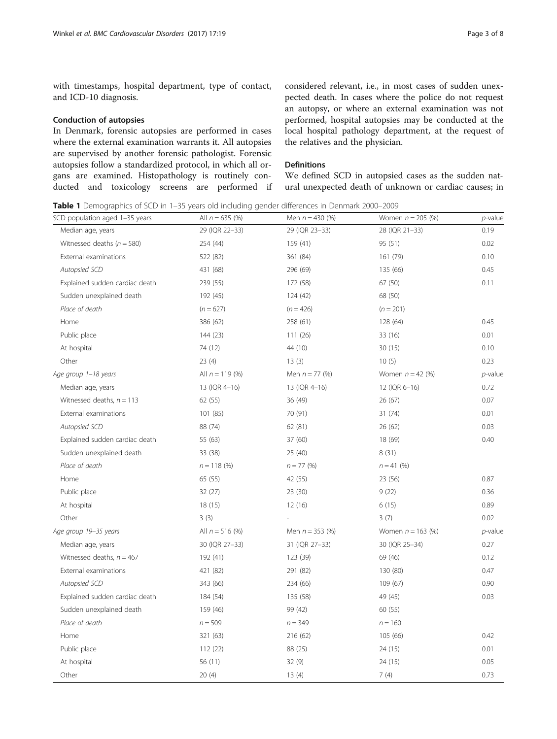with timestamps, hospital department, type of contact, and ICD-10 diagnosis.

### Conduction of autopsies

In Denmark, forensic autopsies are performed in cases where the external examination warrants it. All autopsies are supervised by another forensic pathologist. Forensic autopsies follow a standardized protocol, in which all organs are examined. Histopathology is routinely conducted and toxicology screens are performed if considered relevant, i.e., in most cases of sudden unexpected death. In cases where the police do not request an autopsy, or where an external examination was not performed, hospital autopsies may be conducted at the local hospital pathology department, at the request of the relatives and the physician.

### Definitions

We defined SCD in autopsied cases as the sudden natural unexpected death of unknown or cardiac causes; in

**Table 1** Demographics of SCD in 1–35 years old including gender differences in Denmark 2000–2009

| SCD population aged 1–35 years | All $n = 635$ (%) | Men $n = 430$ (%) | Women $n = 205$ (%) | *p*-value |
|---|---|---|---|---|
| Median age, years | 29 (IQR 22–33) | 29 (IQR 23–33) | 28 (IQR 21–33) | 0.19 |
| Witnessed deaths ($n = 580$) | 254 (44) | 159 (41) | 95 (51) | 0.02 |
| External examinations | 522 (82) | 361 (84) | 161 (79) | 0.10 |
| *Autopsied SCD* | 431 (68) | 296 (69) | 135 (66) | 0.45 |
| Explained sudden cardiac death | 239 (55) | 172 (58) | 67 (50) | 0.11 |
| Sudden unexplained death | 192 (45) | 124 (42) | 68 (50) | |
| *Place of death* | ($n = 627$) | ($n = 426$) | ($n = 201$) | |
| Home | 386 (62) | 258 (61) | 128 (64) | 0.45 |
| Public place | 144 (23) | 111 (26) | 33 (16) | 0.01 |
| At hospital | 74 (12) | 44 (10) | 30 (15) | 0.10 |
| Other | 23 (4) | 13 (3) | 10 (5) | 0.23 |
| *Age group 1–18 years* | All $n = 119$ (%) | Men $n = 77$ (%) | Women $n = 42$ (%) | *p*-value |
| Median age, years | 13 (IQR 4–16) | 13 (IQR 4–16) | 12 (IQR 6–16) | 0.72 |
| Witnessed deaths, $n = 113$ | 62 (55) | 36 (49) | 26 (67) | 0.07 |
| External examinations | 101 (85) | 70 (91) | 31 (74) | 0.01 |
| *Autopsied SCD* | 88 (74) | 62 (81) | 26 (62) | 0.03 |
| Explained sudden cardiac death | 55 (63) | 37 (60) | 18 (69) | 0.40 |
| Sudden unexplained death | 33 (38) | 25 (40) | 8 (31) | |
| *Place of death* | $n = 118$ (%) | $n = 77$ (%) | $n = 41$ (%) | |
| Home | 65 (55) | 42 (55) | 23 (56) | 0.87 |
| Public place | 32 (27) | 23 (30) | 9 (22) | 0.36 |
| At hospital | 18 (15) | 12 (16) | 6 (15) | 0.89 |
| Other | 3 (3) | - | 3 (7) | 0.02 |
| *Age group 19–35 years* | All $n = 516$ (%) | Men $n = 353$ (%) | Women $n = 163$ (%) | *p*-value |
| Median age, years | 30 (IQR 27–33) | 31 (IQR 27–33) | 30 (IQR 25–34) | 0.27 |
| Witnessed deaths, $n = 467$ | 192 (41) | 123 (39) | 69 (46) | 0.12 |
| External examinations | 421 (82) | 291 (82) | 130 (80) | 0.47 |
| *Autopsied SCD* | 343 (66) | 234 (66) | 109 (67) | 0.90 |
| Explained sudden cardiac death | 184 (54) | 135 (58) | 49 (45) | 0.03 |
| Sudden unexplained death | 159 (46) | 99 (42) | 60 (55) | |
| *Place of death* | $n = 509$ | $n = 349$ | $n = 160$ | |
| Home | 321 (63) | 216 (62) | 105 (66) | 0.42 |
| Public place | 112 (22) | 88 (25) | 24 (15) | 0.01 |
| At hospital | 56 (11) | 32 (9) | 24 (15) | 0.05 |
| Other | 20 (4) | 13 (4) | 7 (4) | 0.73 |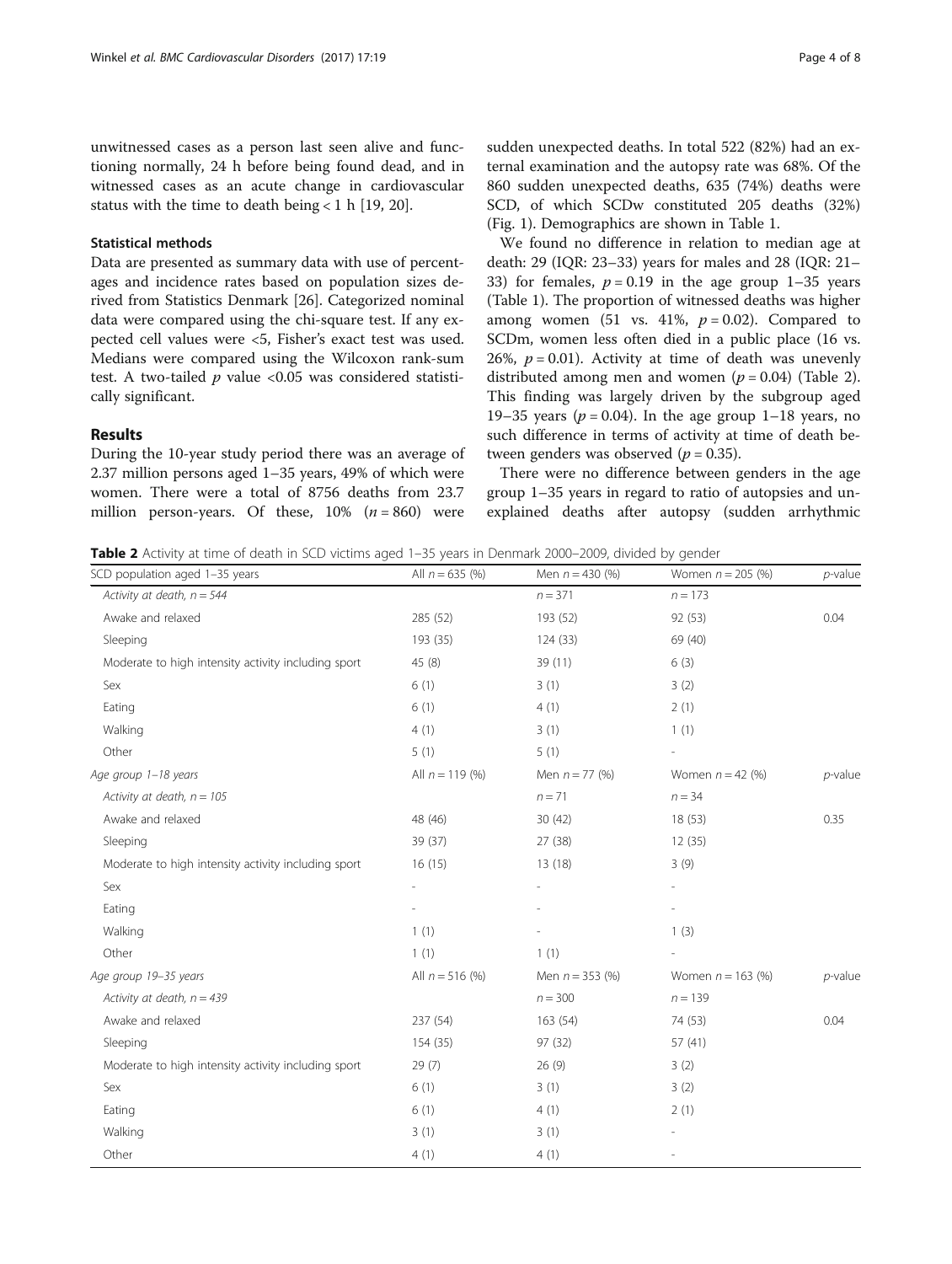unwitnessed cases as a person last seen alive and functioning normally, 24 h before being found dead, and in witnessed cases as an acute change in cardiovascular status with the time to death being < 1 h [19, 20].

### Statistical methods

Data are presented as summary data with use of percentages and incidence rates based on population sizes derived from Statistics Denmark [26]. Categorized nominal data were compared using the chi-square test. If any expected cell values were <5, Fisher's exact test was used. Medians were compared using the Wilcoxon rank-sum test. A two-tailed $p$ value <0.05 was considered statistically significant.

## Results

During the 10-year study period there was an average of 2.37 million persons aged 1–35 years, 49% of which were women. There were a total of 8756 deaths from 23.7 million person-years. Of these, 10% ($n = 860$) were sudden unexpected deaths. In total 522 (82%) had an external examination and the autopsy rate was 68%. Of the 860 sudden unexpected deaths, 635 (74%) deaths were SCD, of which SCDw constituted 205 deaths (32%) (Fig. 1). Demographics are shown in Table 1.

We found no difference in relation to median age at death: 29 (IQR: 23–33) years for males and 28 (IQR: 21–33) for females, $p = 0.19$ in the age group 1–35 years (Table 1). The proportion of witnessed deaths was higher among women (51 vs. 41%, $p = 0.02$). Compared to SCDm, women less often died in a public place (16 vs. 26%, $p = 0.01$). Activity at time of death was unevenly distributed among men and women ($p = 0.04$) (Table 2). This finding was largely driven by the subgroup aged 19–35 years ($p = 0.04$). In the age group 1–18 years, no such difference in terms of activity at time of death between genders was observed ($p = 0.35$).

There were no difference between genders in the age group 1–35 years in regard to ratio of autopsies and unexplained deaths after autopsy (sudden arrhythmic

**Table 2** Activity at time of death in SCD victims aged 1–35 years in Denmark 2000–2009, divided by gender

| SCD population aged 1–35 years | All $n = 635$ (%) | Men $n = 430$ (%) | Women $n = 205$ (%) | $p$-value |
|---|---|---|---|---|
| *Activity at death, n = 544* | | $n = 371$ | $n = 173$ | |
| Awake and relaxed | 285 (52) | 193 (52) | 92 (53) | 0.04 |
| Sleeping | 193 (35) | 124 (33) | 69 (40) | |
| Moderate to high intensity activity including sport | 45 (8) | 39 (11) | 6 (3) | |
| Sex | 6 (1) | 3 (1) | 3 (2) | |
| Eating | 6 (1) | 4 (1) | 2 (1) | |
| Walking | 4 (1) | 3 (1) | 1 (1) | |
| Other | 5 (1) | 5 (1) | - | |
| *Age group 1–18 years* | All $n = 119$ (%) | Men $n = 77$ (%) | Women $n = 42$ (%) | $p$-value |
| *Activity at death, n = 105* | | $n = 71$ | $n = 34$ | |
| Awake and relaxed | 48 (46) | 30 (42) | 18 (53) | 0.35 |
| Sleeping | 39 (37) | 27 (38) | 12 (35) | |
| Moderate to high intensity activity including sport | 16 (15) | 13 (18) | 3 (9) | |
| Sex | - | - | - | |
| Eating | - | - | - | |
| Walking | 1 (1) | - | 1 (3) | |
| Other | 1 (1) | 1 (1) | - | |
| *Age group 19–35 years* | All $n = 516$ (%) | Men $n = 353$ (%) | Women $n = 163$ (%) | $p$-value |
| *Activity at death, n = 439* | | $n = 300$ | $n = 139$ | |
| Awake and relaxed | 237 (54) | 163 (54) | 74 (53) | 0.04 |
| Sleeping | 154 (35) | 97 (32) | 57 (41) | |
| Moderate to high intensity activity including sport | 29 (7) | 26 (9) | 3 (2) | |
| Sex | 6 (1) | 3 (1) | 3 (2) | |
| Eating | 6 (1) | 4 (1) | 2 (1) | |
| Walking | 3 (1) | 3 (1) | - | |
| Other | 4 (1) | 4 (1) | - | |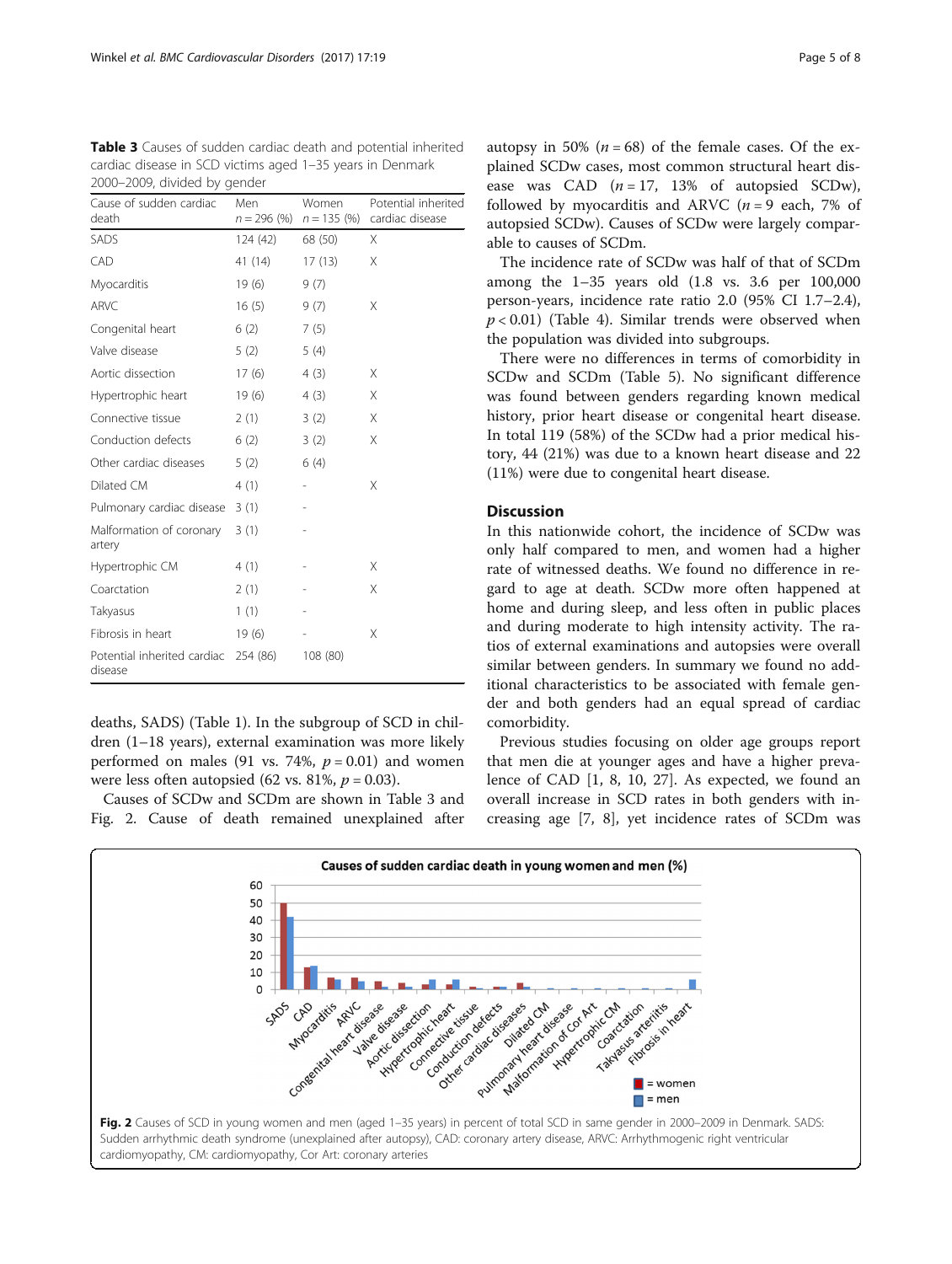**Table 3** Causes of sudden cardiac death and potential inherited cardiac disease in SCD victims aged 1–35 years in Denmark 2000–2009, divided by gender

| Cause of sudden cardiac death | Men $n = 296$ (%) | Women $n = 135$ (%) | Potential inherited cardiac disease |
|---|---|---|---|
| SADS | 124 (42) | 68 (50) | X |
| CAD | 41 (14) | 17 (13) | X |
| Myocarditis | 19 (6) | 9 (7) | |
| ARVC | 16 (5) | 9 (7) | X |
| Congenital heart | 6 (2) | 7 (5) | |
| Valve disease | 5 (2) | 5 (4) | |
| Aortic dissection | 17 (6) | 4 (3) | X |
| Hypertrophic heart | 19 (6) | 4 (3) | X |
| Connective tissue | 2 (1) | 3 (2) | X |
| Conduction defects | 6 (2) | 3 (2) | X |
| Other cardiac diseases | 5 (2) | 6 (4) | |
| Dilated CM | 4 (1) | - | X |
| Pulmonary cardiac disease | 3 (1) | - | |
| Malformation of coronary artery | 3 (1) | - | |
| Hypertrophic CM | 4 (1) | - | X |
| Coarctation | 2 (1) | - | X |
| Takyasus | 1 (1) | - | |
| Fibrosis in heart | 19 (6) | - | X |
| Potential inherited cardiac disease | 254 (86) | 108 (80) | |

deaths, SADS) (Table 1). In the subgroup of SCD in children (1–18 years), external examination was more likely performed on males (91 vs. 74%, $p = 0.01$) and women were less often autopsied (62 vs. 81%, $p = 0.03$).

Causes of SCDw and SCDm are shown in Table 3 and Fig. 2. Cause of death remained unexplained after autopsy in 50% ($n = 68$) of the female cases. Of the explained SCDw cases, most common structural heart disease was CAD ($n = 17$, 13% of autopsied SCDw), followed by myocarditis and ARVC ($n = 9$ each, 7% of autopsied SCDw). Causes of SCDw were largely comparable to causes of SCDm.

The incidence rate of SCDw was half of that of SCDm among the 1–35 years old (1.8 vs. 3.6 per 100,000 person-years, incidence rate ratio 2.0 (95% CI 1.7–2.4), $p < 0.01$) (Table 4). Similar trends were observed when the population was divided into subgroups.

There were no differences in terms of comorbidity in SCDw and SCDm (Table 5). No significant difference was found between genders regarding known medical history, prior heart disease or congenital heart disease. In total 119 (58%) of the SCDw had a prior medical history, 44 (21%) was due to a known heart disease and 22 (11%) were due to congenital heart disease.

## Discussion

In this nationwide cohort, the incidence of SCDw was only half compared to men, and women had a higher rate of witnessed deaths. We found no difference in regard to age at death. SCDw more often happened at home and during sleep, and less often in public places and during moderate to high intensity activity. The ratios of external examinations and autopsies were overall similar between genders. In summary we found no additional characteristics to be associated with female gender and both genders had an equal spread of cardiac comorbidity.

Previous studies focusing on older age groups report that men die at younger ages and have a higher prevalence of CAD [1, 8, 10, 27]. As expected, we found an overall increase in SCD rates in both genders with increasing age [7, 8], yet incidence rates of SCDm was

**Fig. 2** Causes of SCD in young women and men (aged 1–35 years) in percent of total SCD in same gender in 2000–2009 in Denmark. SADS: Sudden arrhythmic death syndrome (unexplained after autopsy), CAD: coronary artery disease, ARVC: Arrhythmogenic right ventricular cardiomyopathy, CM: cardiomyopathy, Cor Art: coronary arteries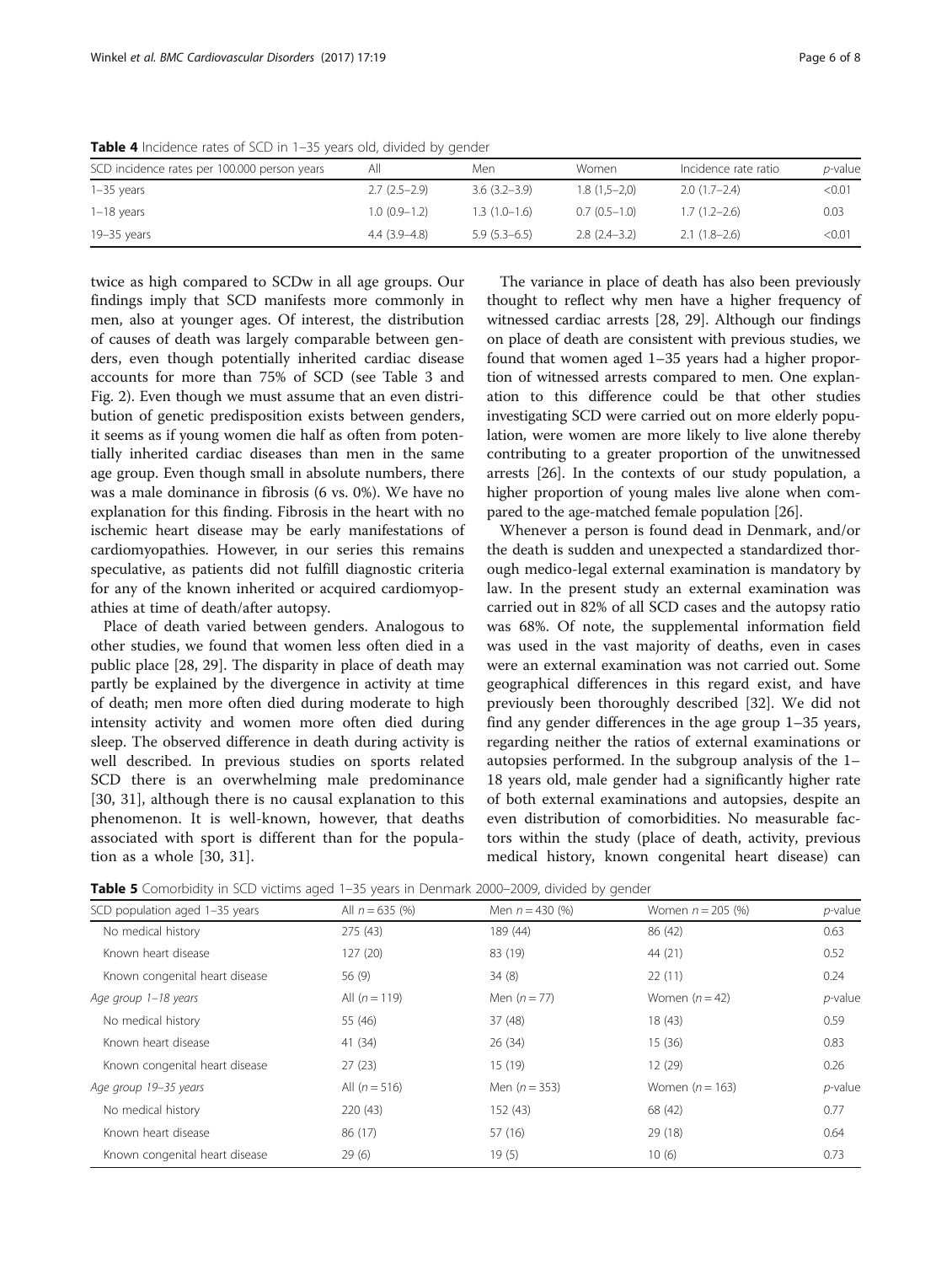**Table 4** Incidence rates of SCD in 1–35 years old, divided by gender

| SCD incidence rates per 100.000 person years | All | Men | Women | Incidence rate ratio | *p*-value |
|---|---|---|---|---|---|
| 1–35 years | 2.7 (2.5–2.9) | 3.6 (3.2–3.9) | 1.8 (1,5–2,0) | 2.0 (1.7–2.4) | <0.01 |
| 1–18 years | 1.0 (0.9–1.2) | 1.3 (1.0–1.6) | 0.7 (0.5–1.0) | 1.7 (1.2–2.6) | 0.03 |
| 19–35 years | 4.4 (3.9–4.8) | 5.9 (5.3–6.5) | 2.8 (2.4–3.2) | 2.1 (1.8–2.6) | <0.01 |

twice as high compared to SCDw in all age groups. Our findings imply that SCD manifests more commonly in men, also at younger ages. Of interest, the distribution of causes of death was largely comparable between genders, even though potentially inherited cardiac disease accounts for more than 75% of SCD (see Table 3 and Fig. 2). Even though we must assume that an even distribution of genetic predisposition exists between genders, it seems as if young women die half as often from potentially inherited cardiac diseases than men in the same age group. Even though small in absolute numbers, there was a male dominance in fibrosis (6 vs. 0%). We have no explanation for this finding. Fibrosis in the heart with no ischemic heart disease may be early manifestations of cardiomyopathies. However, in our series this remains speculative, as patients did not fulfill diagnostic criteria for any of the known inherited or acquired cardiomyopathies at time of death/after autopsy.

Place of death varied between genders. Analogous to other studies, we found that women less often died in a public place [28, 29]. The disparity in place of death may partly be explained by the divergence in activity at time of death; men more often died during moderate to high intensity activity and women more often died during sleep. The observed difference in death during activity is well described. In previous studies on sports related SCD there is an overwhelming male predominance [30, 31], although there is no causal explanation to this phenomenon. It is well-known, however, that deaths associated with sport is different than for the population as a whole [30, 31].

The variance in place of death has also been previously thought to reflect why men have a higher frequency of witnessed cardiac arrests [28, 29]. Although our findings on place of death are consistent with previous studies, we found that women aged 1–35 years had a higher proportion of witnessed arrests compared to men. One explanation to this difference could be that other studies investigating SCD were carried out on more elderly population, were women are more likely to live alone thereby contributing to a greater proportion of the unwitnessed arrests [26]. In the contexts of our study population, a higher proportion of young males live alone when compared to the age-matched female population [26].

Whenever a person is found dead in Denmark, and/or the death is sudden and unexpected a standardized thorough medico-legal external examination is mandatory by law. In the present study an external examination was carried out in 82% of all SCD cases and the autopsy ratio was 68%. Of note, the supplemental information field was used in the vast majority of deaths, even in cases were an external examination was not carried out. Some geographical differences in this regard exist, and have previously been thoroughly described [32]. We did not find any gender differences in the age group 1–35 years, regarding neither the ratios of external examinations or autopsies performed. In the subgroup analysis of the 1–18 years old, male gender had a significantly higher rate of both external examinations and autopsies, despite an even distribution of comorbidities. No measurable factors within the study (place of death, activity, previous medical history, known congenital heart disease) can

**Table 5** Comorbidity in SCD victims aged 1–35 years in Denmark 2000–2009, divided by gender

| SCD population aged 1–35 years | All $n = 635$ (%) | Men $n = 430$ (%) | Women $n = 205$ (%) | *p*-value |
|---|---|---|---|---|
| No medical history | 275 (43) | 189 (44) | 86 (42) | 0.63 |
| Known heart disease | 127 (20) | 83 (19) | 44 (21) | 0.52 |
| Known congenital heart disease | 56 (9) | 34 (8) | 22 (11) | 0.24 |
| *Age group 1–18 years* | All ($n = 119$) | Men ($n = 77$) | Women ($n = 42$) | *p*-value |
| No medical history | 55 (46) | 37 (48) | 18 (43) | 0.59 |
| Known heart disease | 41 (34) | 26 (34) | 15 (36) | 0.83 |
| Known congenital heart disease | 27 (23) | 15 (19) | 12 (29) | 0.26 |
| *Age group 19–35 years* | All ($n = 516$) | Men ($n = 353$) | Women ($n = 163$) | *p*-value |
| No medical history | 220 (43) | 152 (43) | 68 (42) | 0.77 |
| Known heart disease | 86 (17) | 57 (16) | 29 (18) | 0.64 |
| Known congenital heart disease | 29 (6) | 19 (5) | 10 (6) | 0.73 |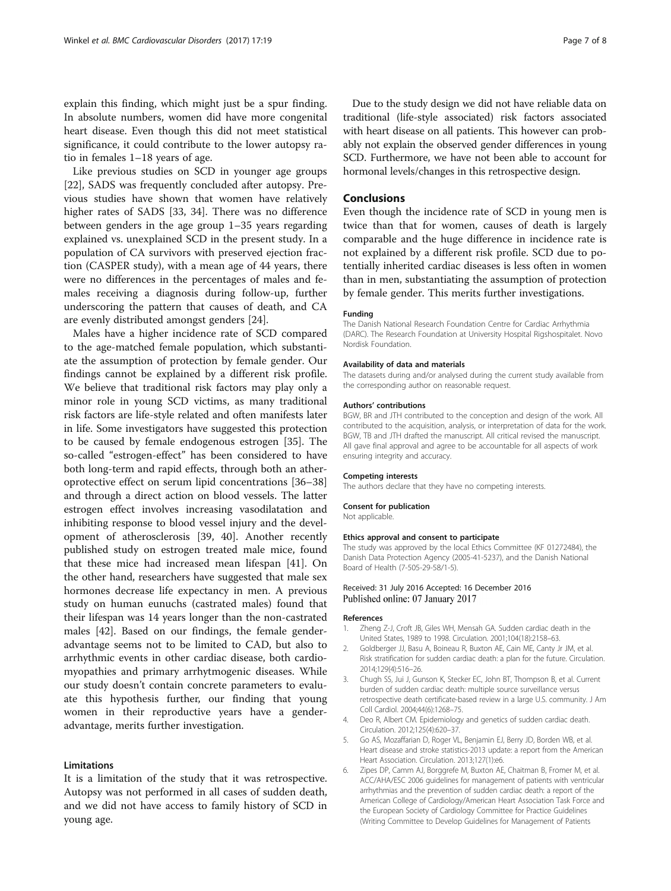explain this finding, which might just be a spur finding. In absolute numbers, women did have more congenital heart disease. Even though this did not meet statistical significance, it could contribute to the lower autopsy ratio in females 1–18 years of age.

Like previous studies on SCD in younger age groups [22], SADS was frequently concluded after autopsy. Previous studies have shown that women have relatively higher rates of SADS [33, 34]. There was no difference between genders in the age group 1–35 years regarding explained vs. unexplained SCD in the present study. In a population of CA survivors with preserved ejection fraction (CASPER study), with a mean age of 44 years, there were no differences in the percentages of males and females receiving a diagnosis during follow-up, further underscoring the pattern that causes of death, and CA are evenly distributed amongst genders [24].

Males have a higher incidence rate of SCD compared to the age-matched female population, which substantiate the assumption of protection by female gender. Our findings cannot be explained by a different risk profile. We believe that traditional risk factors may play only a minor role in young SCD victims, as many traditional risk factors are life-style related and often manifests later in life. Some investigators have suggested this protection to be caused by female endogenous estrogen [35]. The so-called "estrogen-effect" has been considered to have both long-term and rapid effects, through both an atheroprotective effect on serum lipid concentrations [36–38] and through a direct action on blood vessels. The latter estrogen effect involves increasing vasodilatation and inhibiting response to blood vessel injury and the development of atherosclerosis [39, 40]. Another recently published study on estrogen treated male mice, found that these mice had increased mean lifespan [41]. On the other hand, researchers have suggested that male sex hormones decrease life expectancy in men. A previous study on human eunuchs (castrated males) found that their lifespan was 14 years longer than the non-castrated males [42]. Based on our findings, the female gender-advantage seems not to be limited to CAD, but also to arrhythmic events in other cardiac disease, both cardiomyopathies and primary arrhytmogenic diseases. While our study doesn't contain concrete parameters to evaluate this hypothesis further, our finding that young women in their reproductive years have a gender-advantage, merits further investigation.

## Limitations

It is a limitation of the study that it was retrospective. Autopsy was not performed in all cases of sudden death, and we did not have access to family history of SCD in young age.

Due to the study design we did not have reliable data on traditional (life-style associated) risk factors associated with heart disease on all patients. This however can probably not explain the observed gender differences in young SCD. Furthermore, we have not been able to account for hormonal levels/changes in this retrospective design.

## Conclusions

Even though the incidence rate of SCD in young men is twice than that for women, causes of death is largely comparable and the huge difference in incidence rate is not explained by a different risk profile. SCD due to potentially inherited cardiac diseases is less often in women than in men, substantiating the assumption of protection by female gender. This merits further investigations.

#### Funding

The Danish National Research Foundation Centre for Cardiac Arrhythmia (DARC). The Research Foundation at University Hospital Rigshospitalet. Novo Nordisk Foundation.

#### Availability of data and materials

The datasets during and/or analysed during the current study available from the corresponding author on reasonable request.

#### Authors' contributions

BGW, BR and JTH contributed to the conception and design of the work. All contributed to the acquisition, analysis, or interpretation of data for the work. BGW, TB and JTH drafted the manuscript. All critical revised the manuscript. All gave final approval and agree to be accountable for all aspects of work ensuring integrity and accuracy.

#### Competing interests

The authors declare that they have no competing interests.

#### Consent for publication

Not applicable.

#### Ethics approval and consent to participate

The study was approved by the local Ethics Committee (KF 01272484), the Danish Data Protection Agency (2005-41-5237), and the Danish National Board of Health (7-505-29-58/1-5).

Received: 31 July 2016 Accepted: 16 December 2016
Published online: 07 January 2017

## References

1. Zheng Z-J, Croft JB, Giles WH, Mensah GA. Sudden cardiac death in the United States, 1989 to 1998. Circulation. 2001;104(18):2158–63.
2. Goldberger JJ, Basu A, Boineau R, Buxton AE, Cain ME, Canty Jr JM, et al. Risk stratification for sudden cardiac death: a plan for the future. Circulation. 2014;129(4):516–26.
3. Chugh SS, Jui J, Gunson K, Stecker EC, John BT, Thompson B, et al. Current burden of sudden cardiac death: multiple source surveillance versus retrospective death certificate-based review in a large U.S. community. J Am Coll Cardiol. 2004;44(6):1268–75.
4. Deo R, Albert CM. Epidemiology and genetics of sudden cardiac death. Circulation. 2012;125(4):620–37.
5. Go AS, Mozaffarian D, Roger VL, Benjamin EJ, Berry JD, Borden WB, et al. Heart disease and stroke statistics-2013 update: a report from the American Heart Association. Circulation. 2013;127(1):e6.
6. Zipes DP, Camm AJ, Borggrefe M, Buxton AE, Chaitman B, Fromer M, et al. ACC/AHA/ESC 2006 guidelines for management of patients with ventricular arrhythmias and the prevention of sudden cardiac death: a report of the American College of Cardiology/American Heart Association Task Force and the European Society of Cardiology Committee for Practice Guidelines (Writing Committee to Develop Guidelines for Management of Patients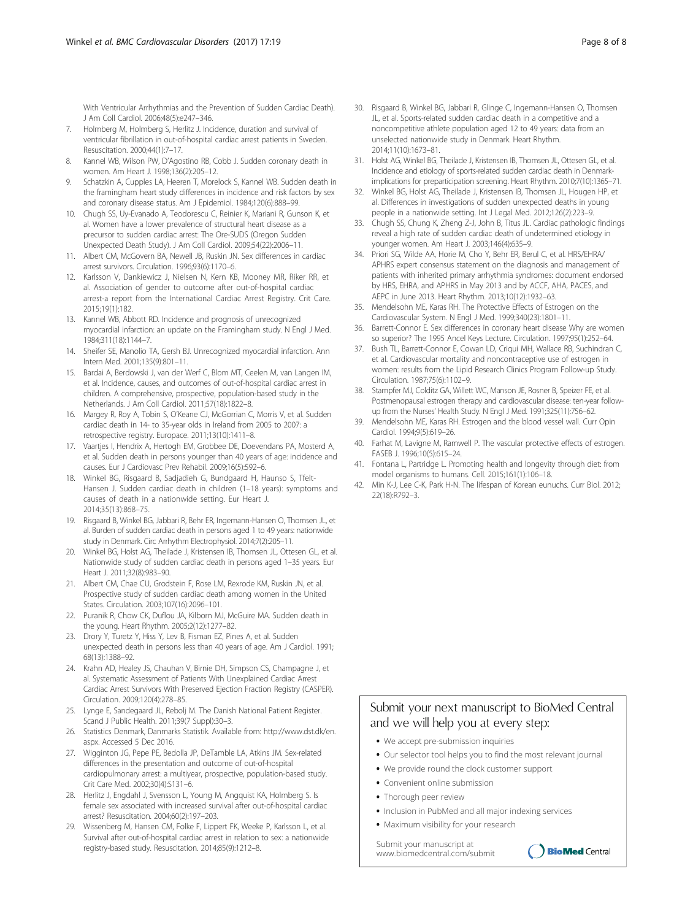With Ventricular Arrhythmias and the Prevention of Sudden Cardiac Death). J Am Coll Cardiol. 2006;48(5):e247–346.

7. Holmberg M, Holmberg S, Herlitz J. Incidence, duration and survival of ventricular fibrillation in out-of-hospital cardiac arrest patients in Sweden. Resuscitation. 2000;44(1):7–17.
8. Kannel WB, Wilson PW, D'Agostino RB, Cobb J. Sudden coronary death in women. Am Heart J. 1998;136(2):205–12.
9. Schatzkin A, Cupples LA, Heeren T, Morelock S, Kannel WB. Sudden death in the framingham heart study differences in incidence and risk factors by sex and coronary disease status. Am J Epidemiol. 1984;120(6):888–99.
10. Chugh SS, Uy-Evanado A, Teodorescu C, Reinier K, Mariani R, Gunson K, et al. Women have a lower prevalence of structural heart disease as a precursor to sudden cardiac arrest: The Ore-SUDS (Oregon Sudden Unexpected Death Study). J Am Coll Cardiol. 2009;54(22):2006–11.
11. Albert CM, McGovern BA, Newell JB, Ruskin JN. Sex differences in cardiac arrest survivors. Circulation. 1996;93(6):1170–6.
12. Karlsson V, Dankiewicz J, Nielsen N, Kern KB, Mooney MR, Riker RR, et al. Association of gender to outcome after out-of-hospital cardiac arrest-a report from the International Cardiac Arrest Registry. Crit Care. 2015;19(1):182.
13. Kannel WB, Abbott RD. Incidence and prognosis of unrecognized myocardial infarction: an update on the Framingham study. N Engl J Med. 1984;311(18):1144–7.
14. Sheifer SE, Manolio TA, Gersh BJ. Unrecognized myocardial infarction. Ann Intern Med. 2001;135(9):801–11.
15. Bardai A, Berdowski J, van der Werf C, Blom MT, Ceelen M, van Langen IM, et al. Incidence, causes, and outcomes of out-of-hospital cardiac arrest in children. A comprehensive, prospective, population-based study in the Netherlands. J Am Coll Cardiol. 2011;57(18):1822–8.
16. Margey R, Roy A, Tobin S, O'Keane CJ, McGorrian C, Morris V, et al. Sudden cardiac death in 14- to 35-year olds in Ireland from 2005 to 2007: a retrospective registry. Europace. 2011;13(10):1411–8.
17. Vaartjes I, Hendrix A, Hertogh EM, Grobbee DE, Doevendans PA, Mosterd A, et al. Sudden death in persons younger than 40 years of age: incidence and causes. Eur J Cardiovasc Prev Rehabil. 2009;16(5):592–6.
18. Winkel BG, Risgaard B, Sadjadieh G, Bundgaard H, Haunso S, Tfelt-Hansen J. Sudden cardiac death in children (1–18 years): symptoms and causes of death in a nationwide setting. Eur Heart J. 2014;35(13):868–75.
19. Risgaard B, Winkel BG, Jabbari R, Behr ER, Ingemann-Hansen O, Thomsen JL, et al. Burden of sudden cardiac death in persons aged 1 to 49 years: nationwide study in Denmark. Circ Arrhythm Electrophysiol. 2014;7(2):205–11.
20. Winkel BG, Holst AG, Theilade J, Kristensen IB, Thomsen JL, Ottesen GL, et al. Nationwide study of sudden cardiac death in persons aged 1–35 years. Eur Heart J. 2011;32(8):983–90.
21. Albert CM, Chae CU, Grodstein F, Rose LM, Rexrode KM, Ruskin JN, et al. Prospective study of sudden cardiac death among women in the United States. Circulation. 2003;107(16):2096–101.
22. Puranik R, Chow CK, Duflou JA, Kilborn MJ, McGuire MA. Sudden death in the young. Heart Rhythm. 2005;2(12):1277–82.
23. Drory Y, Turetz Y, Hiss Y, Lev B, Fisman EZ, Pines A, et al. Sudden unexpected death in persons less than 40 years of age. Am J Cardiol. 1991; 68(13):1388–92.
24. Krahn AD, Healey JS, Chauhan V, Birnie DH, Simpson CS, Champagne J, et al. Systematic Assessment of Patients With Unexplained Cardiac Arrest Cardiac Arrest Survivors With Preserved Ejection Fraction Registry (CASPER). Circulation. 2009;120(4):278–85.
25. Lynge E, Sandegaard JL, Rebolj M. The Danish National Patient Register. Scand J Public Health. 2011;39(7 Suppl):30–3.
26. Statistics Denmark, Danmarks Statistik. Available from: http://www.dst.dk/en.aspx. Accessed 5 Dec 2016.
27. Wigginton JG, Pepe PE, Bedolla JP, DeTamble LA, Atkins JM. Sex-related differences in the presentation and outcome of out-of-hospital cardiopulmonary arrest: a multiyear, prospective, population-based study. Crit Care Med. 2002;30(4):S131–6.
28. Herlitz J, Engdahl J, Svensson L, Young M, Angquist KA, Holmberg S. Is female sex associated with increased survival after out-of-hospital cardiac arrest? Resuscitation. 2004;60(2):197–203.
29. Wissenberg M, Hansen CM, Folke F, Lippert FK, Weeke P, Karlsson L, et al. Survival after out-of-hospital cardiac arrest in relation to sex: a nationwide registry-based study. Resuscitation. 2014;85(9):1212–8.
30. Risgaard B, Winkel BG, Jabbari R, Glinge C, Ingemann-Hansen O, Thomsen JL, et al. Sports-related sudden cardiac death in a competitive and a noncompetitive athlete population aged 12 to 49 years: data from an unselected nationwide study in Denmark. Heart Rhythm. 2014;11(10):1673–81.
31. Holst AG, Winkel BG, Theilade J, Kristensen IB, Thomsen JL, Ottesen GL, et al. Incidence and etiology of sports-related sudden cardiac death in Denmark-implications for preparticipation screening. Heart Rhythm. 2010;7(10):1365–71.
32. Winkel BG, Holst AG, Theilade J, Kristensen IB, Thomsen JL, Hougen HP, et al. Differences in investigations of sudden unexpected deaths in young people in a nationwide setting. Int J Legal Med. 2012;126(2):223–9.
33. Chugh SS, Chung K, Zheng Z-J, John B, Titus JL. Cardiac pathologic findings reveal a high rate of sudden cardiac death of undetermined etiology in younger women. Am Heart J. 2003;146(4):635–9.
34. Priori SG, Wilde AA, Horie M, Cho Y, Behr ER, Berul C, et al. HRS/EHRA/APHRS expert consensus statement on the diagnosis and management of patients with inherited primary arrhythmia syndromes: document endorsed by HRS, EHRA, and APHRS in May 2013 and by ACCF, AHA, PACES, and AEPC in June 2013. Heart Rhythm. 2013;10(12):1932–63.
35. Mendelsohn ME, Karas RH. The Protective Effects of Estrogen on the Cardiovascular System. N Engl J Med. 1999;340(23):1801–11.
36. Barrett-Connor E. Sex differences in coronary heart disease Why are women so superior? The 1995 Ancel Keys Lecture. Circulation. 1997;95(1):252–64.
37. Bush TL, Barrett-Connor E, Cowan LD, Criqui MH, Wallace RB, Suchindran C, et al. Cardiovascular mortality and noncontraceptive use of estrogen in women: results from the Lipid Research Clinics Program Follow-up Study. Circulation. 1987;75(6):1102–9.
38. Stampfer MJ, Colditz GA, Willett WC, Manson JE, Rosner B, Speizer FE, et al. Postmenopausal estrogen therapy and cardiovascular disease: ten-year follow-up from the Nurses' Health Study. N Engl J Med. 1991;325(11):756–62.
39. Mendelsohn ME, Karas RH. Estrogen and the blood vessel wall. Curr Opin Cardiol. 1994;9(5):619–26.
40. Farhat M, Lavigne M, Ramwell P. The vascular protective effects of estrogen. FASEB J. 1996;10(5):615–24.
41. Fontana L, Partridge L. Promoting health and longevity through diet: from model organisms to humans. Cell. 2015;161(1):106–18.
42. Min K-J, Lee C-K, Park H-N. The lifespan of Korean eunuchs. Curr Biol. 2012; 22(18):R792–3.

Submit your next manuscript to BioMed Central and we will help you at every step:

- We accept pre-submission inquiries
- Our selector tool helps you to find the most relevant journal
- We provide round the clock customer support
- Convenient online submission
- Thorough peer review
- Inclusion in PubMed and all major indexing services
- Maximum visibility for your research

Submit your manuscript at www.biomedcentral.com/submit

BioMed Central